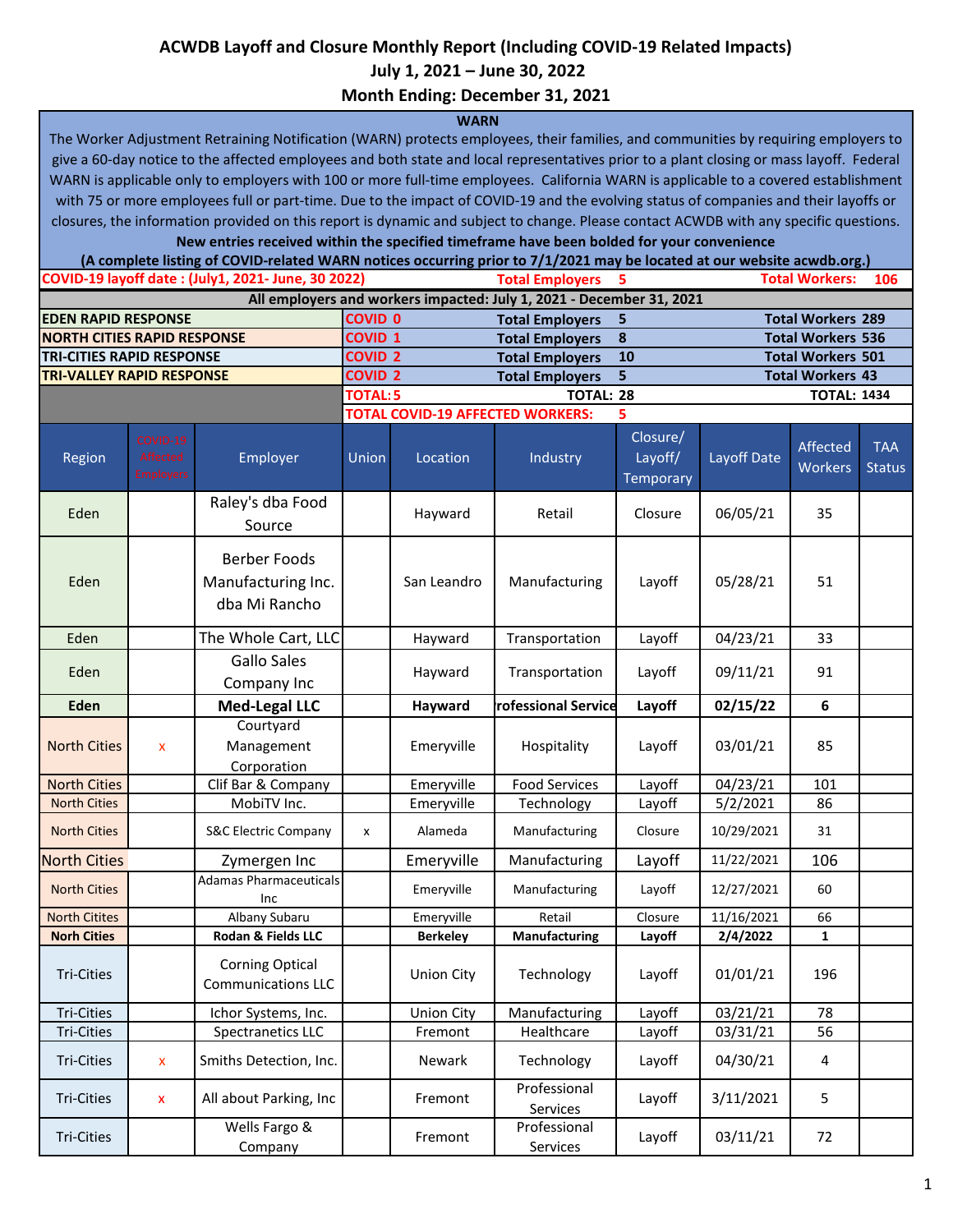# ACWDB Layoff and Closure Monthly Report (Including COVID-19 Related Impacts)

## July 1, 2021 – June 30, 2022

## Month Ending: December 31, 2021

**WARN**

The Worker Adjustment Retraining Notification (WARN) protects employees, their families, and communities by requiring employers to give a 60-day notice to the affected employees and both state and local representatives prior to a plant closing or mass layoff. Federal WARN is applicable only to employers with 100 or more full-time employees. California WARN is applicable to a covered establishment with 75 or more employees full or part-time. Due to the impact of COVID-19 and the evolving status of companies and their layoffs or closures, the information provided on this report is dynamic and subject to change. Please contact ACWDB with any specific questions.

**New entries received within the specified timeframe have been bolded for your convenience**

**(A complete listing of COVID-related WARN notices occurring prior to 7/1/2021 may be located at our website acwdb.org.)**

COVID-19 layoff date : (July1, 2021- June, 30 2022) — Total Employers 5 — Total Workers: 106

**All employers and workers impacted: July 1, 2021 - December 31, 2021**

| | | | |
|---|---|---|---|
| EDEN RAPID RESPONSE | COVID 0 | Total Employers 5 | Total Workers 289 |
| NORTH CITIES RAPID RESPONSE | COVID 1 | Total Employers 8 | Total Workers 536 |
| TRI-CITIES RAPID RESPONSE | COVID 2 | Total Employers 10 | Total Workers 501 |
| TRI-VALLEY RAPID RESPONSE | COVID 2 | Total Employers 5 | Total Workers 43 |
| | TOTAL: 5 | TOTAL: 28 | TOTAL: 1434 |
| | TOTAL COVID-19 AFFECTED WORKERS: 5 | | |

| Region | COVID-19 Affected Employers | Employer | Union | Location | Industry | Closure/ Layoff/ Temporary | Layoff Date | Affected Workers | TAA Status |
|---|---|---|---|---|---|---|---|---|---|
| Eden | | Raley's dba Food Source | | Hayward | Retail | Closure | 06/05/21 | 35 | |
| Eden | | Berber Foods Manufacturing Inc. dba Mi Rancho | | San Leandro | Manufacturing | Layoff | 05/28/21 | 51 | |
| Eden | | The Whole Cart, LLC | | Hayward | Transportation | Layoff | 04/23/21 | 33 | |
| Eden | | Gallo Sales Company Inc | | Hayward | Transportation | Layoff | 09/11/21 | 91 | |
| **Eden** | | **Med-Legal LLC** | | **Hayward** | **Professional Service** | **Layoff** | **02/15/22** | **6** | |
| North Cities | x | Courtyard Management Corporation | | Emeryville | Hospitality | Layoff | 03/01/21 | 85 | |
| North Cities | | Clif Bar & Company | | Emeryville | Food Services | Layoff | 04/23/21 | 101 | |
| North Cities | | MobiTV Inc. | | Emeryville | Technology | Layoff | 5/2/2021 | 86 | |
| North Cities | | S&C Electric Company | x | Alameda | Manufacturing | Closure | 10/29/2021 | 31 | |
| North Cities | | Zymergen Inc | | Emeryville | Manufacturing | Layoff | 11/22/2021 | 106 | |
| North Cities | | Adamas Pharmaceuticals Inc | | Emeryville | Manufacturing | Layoff | 12/27/2021 | 60 | |
| North Citites | | Albany Subaru | | Emeryville | Retail | Closure | 11/16/2021 | 66 | |
| **Norh Cities** | | **Rodan & Fields LLC** | | **Berkeley** | **Manufacturing** | **Layoff** | **2/4/2022** | **1** | |
| Tri-Cities | | Corning Optical Communications LLC | | Union City | Technology | Layoff | 01/01/21 | 196 | |
| Tri-Cities | | Ichor Systems, Inc. | | Union City | Manufacturing | Layoff | 03/21/21 | 78 | |
| Tri-Cities | | Spectranetics LLC | | Fremont | Healthcare | Layoff | 03/31/21 | 56 | |
| Tri-Cities | x | Smiths Detection, Inc. | | Newark | Technology | Layoff | 04/30/21 | 4 | |
| Tri-Cities | x | All about Parking, Inc | | Fremont | Professional Services | Layoff | 3/11/2021 | 5 | |
| Tri-Cities | | Wells Fargo & Company | | Fremont | Professional Services | Layoff | 03/11/21 | 72 | |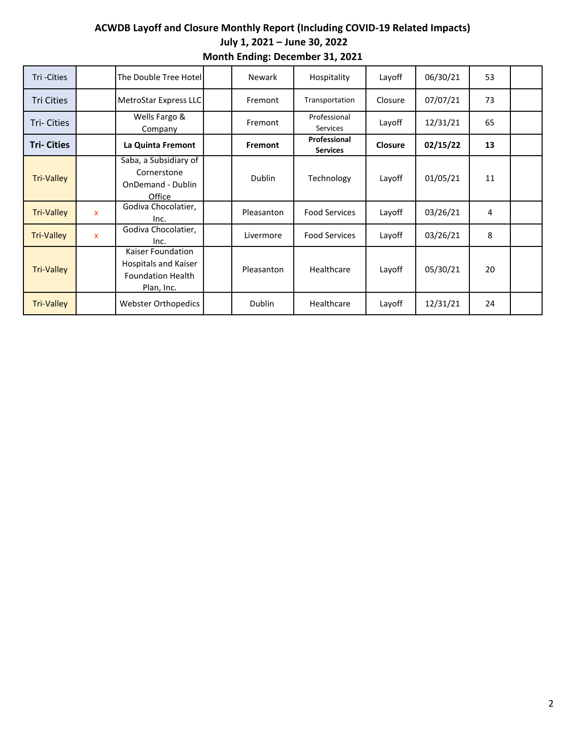# ACWDB Layoff and Closure Monthly Report (Including COVID-19 Related Impacts)

## July 1, 2021 – June 30, 2022

## Month Ending: December 31, 2021

| | | | | | | | | | |
|---|---|---|---|---|---|---|---|---|---|
| Tri -Cities | | The Double Tree Hotel | | Newark | Hospitality | Layoff | 06/30/21 | 53 | |
| Tri Cities | | MetroStar Express LLC | | Fremont | Transportation | Closure | 07/07/21 | 73 | |
| Tri- Cities | | Wells Fargo & Company | | Fremont | Professional Services | Layoff | 12/31/21 | 65 | |
| **Tri- Cities** | | **La Quinta Fremont** | | **Fremont** | **Professional Services** | **Closure** | **02/15/22** | **13** | |
| Tri-Valley | | Saba, a Subsidiary of Cornerstone OnDemand - Dublin Office | | Dublin | Technology | Layoff | 01/05/21 | 11 | |
| Tri-Valley | x | Godiva Chocolatier, Inc. | | Pleasanton | Food Services | Layoff | 03/26/21 | 4 | |
| Tri-Valley | x | Godiva Chocolatier, Inc. | | Livermore | Food Services | Layoff | 03/26/21 | 8 | |
| Tri-Valley | | Kaiser Foundation Hospitals and Kaiser Foundation Health Plan, Inc. | | Pleasanton | Healthcare | Layoff | 05/30/21 | 20 | |
| Tri-Valley | | Webster Orthopedics | | Dublin | Healthcare | Layoff | 12/31/21 | 24 | |